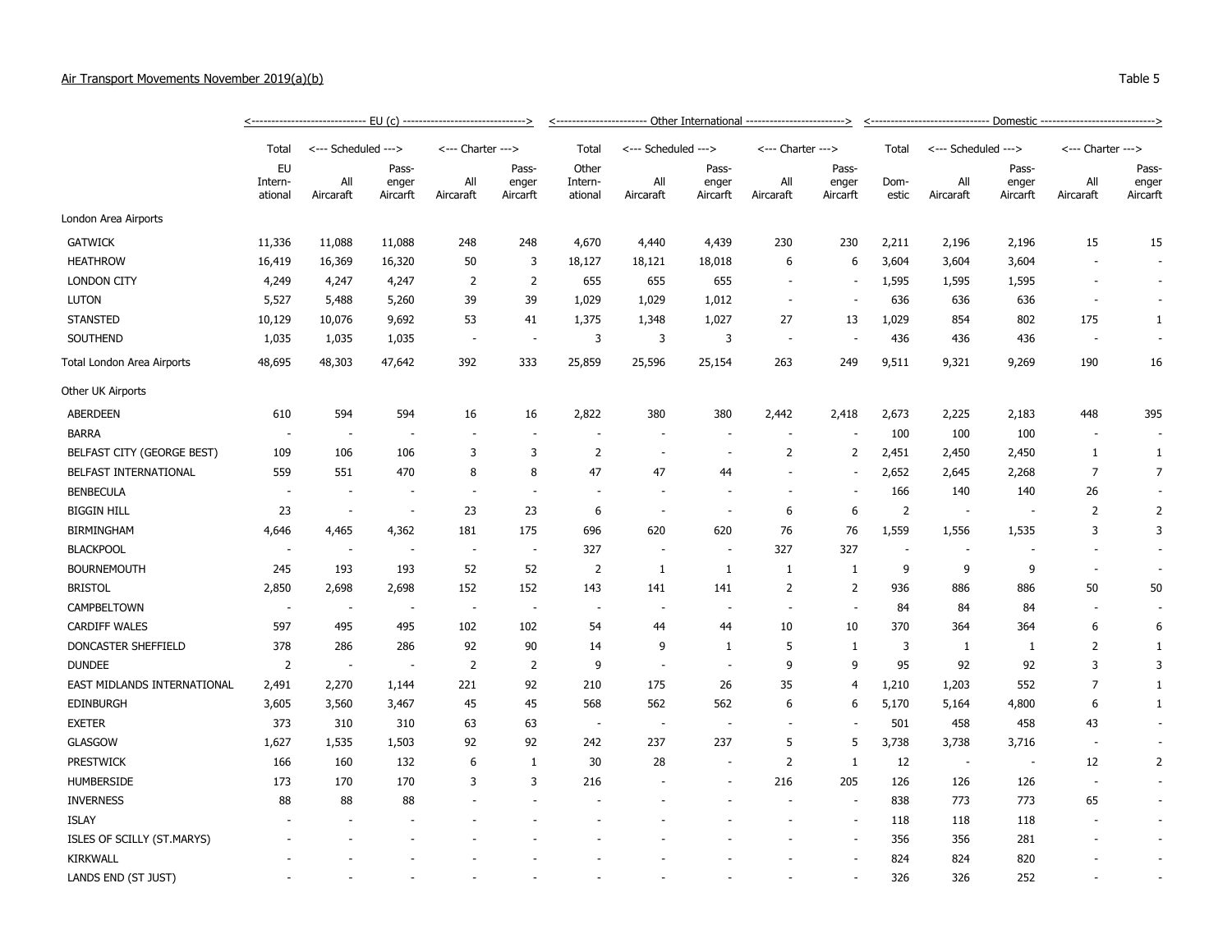Air Transport Movements November 2019(a)(b)

Table 5

| | EU (c) | | | | | Other International | | | | | Domestic | | | | |
|---|---|---|---|---|---|---|---|---|---|---|---|---|---|---|---|
| | Total | Scheduled | | Charter | | Total | Scheduled | | Charter | | Total | Scheduled | | Charter | |
| | EU International | All Aircraft | Passenger Aircraft | All Aircraft | Passenger Aircraft | Other International | All Aircraft | Passenger Aircraft | All Aircraft | Passenger Aircraft | Domestic | All Aircraft | Passenger Aircraft | All Aircraft | Passenger Aircraft |
| London Area Airports | | | | | | | | | | | | | | | |
| GATWICK | 11,336 | 11,088 | 11,088 | 248 | 248 | 4,670 | 4,440 | 4,439 | 230 | 230 | 2,211 | 2,196 | 2,196 | 15 | 15 |
| HEATHROW | 16,419 | 16,369 | 16,320 | 50 | 3 | 18,127 | 18,121 | 18,018 | 6 | 6 | 3,604 | 3,604 | 3,604 | - | - |
| LONDON CITY | 4,249 | 4,247 | 4,247 | 2 | 2 | 655 | 655 | 655 | - | - | 1,595 | 1,595 | 1,595 | - | - |
| LUTON | 5,527 | 5,488 | 5,260 | 39 | 39 | 1,029 | 1,029 | 1,012 | - | - | 636 | 636 | 636 | - | - |
| STANSTED | 10,129 | 10,076 | 9,692 | 53 | 41 | 1,375 | 1,348 | 1,027 | 27 | 13 | 1,029 | 854 | 802 | 175 | 1 |
| SOUTHEND | 1,035 | 1,035 | 1,035 | - | - | 3 | 3 | 3 | - | - | 436 | 436 | 436 | - | - |
| Total London Area Airports | 48,695 | 48,303 | 47,642 | 392 | 333 | 25,859 | 25,596 | 25,154 | 263 | 249 | 9,511 | 9,321 | 9,269 | 190 | 16 |
| Other UK Airports | | | | | | | | | | | | | | | |
| ABERDEEN | 610 | 594 | 594 | 16 | 16 | 2,822 | 380 | 380 | 2,442 | 2,418 | 2,673 | 2,225 | 2,183 | 448 | 395 |
| BARRA | - | - | - | - | - | - | - | - | - | - | 100 | 100 | 100 | - | - |
| BELFAST CITY (GEORGE BEST) | 109 | 106 | 106 | 3 | 3 | 2 | - | - | 2 | 2 | 2,451 | 2,450 | 2,450 | 1 | 1 |
| BELFAST INTERNATIONAL | 559 | 551 | 470 | 8 | 8 | 47 | 47 | 44 | - | - | 2,652 | 2,645 | 2,268 | 7 | 7 |
| BENBECULA | - | - | - | - | - | - | - | - | - | - | 166 | 140 | 140 | 26 | - |
| BIGGIN HILL | 23 | - | - | 23 | 23 | 6 | - | - | 6 | 6 | 2 | - | - | 2 | 2 |
| BIRMINGHAM | 4,646 | 4,465 | 4,362 | 181 | 175 | 696 | 620 | 620 | 76 | 76 | 1,559 | 1,556 | 1,535 | 3 | 3 |
| BLACKPOOL | - | - | - | - | - | 327 | - | - | 327 | 327 | - | - | - | - | - |
| BOURNEMOUTH | 245 | 193 | 193 | 52 | 52 | 2 | 1 | 1 | 1 | 1 | 9 | 9 | 9 | - | - |
| BRISTOL | 2,850 | 2,698 | 2,698 | 152 | 152 | 143 | 141 | 141 | 2 | 2 | 936 | 886 | 886 | 50 | 50 |
| CAMPBELTOWN | - | - | - | - | - | - | - | - | - | - | 84 | 84 | 84 | - | - |
| CARDIFF WALES | 597 | 495 | 495 | 102 | 102 | 54 | 44 | 44 | 10 | 10 | 370 | 364 | 364 | 6 | 6 |
| DONCASTER SHEFFIELD | 378 | 286 | 286 | 92 | 90 | 14 | 9 | 1 | 5 | 1 | 3 | 1 | 1 | 2 | 1 |
| DUNDEE | 2 | - | - | 2 | 2 | 9 | - | - | 9 | 9 | 95 | 92 | 92 | 3 | 3 |
| EAST MIDLANDS INTERNATIONAL | 2,491 | 2,270 | 1,144 | 221 | 92 | 210 | 175 | 26 | 35 | 4 | 1,210 | 1,203 | 552 | 7 | 1 |
| EDINBURGH | 3,605 | 3,560 | 3,467 | 45 | 45 | 568 | 562 | 562 | 6 | 6 | 5,170 | 5,164 | 4,800 | 6 | 1 |
| EXETER | 373 | 310 | 310 | 63 | 63 | - | - | - | - | - | 501 | 458 | 458 | 43 | - |
| GLASGOW | 1,627 | 1,535 | 1,503 | 92 | 92 | 242 | 237 | 237 | 5 | 5 | 3,738 | 3,738 | 3,716 | - | - |
| PRESTWICK | 166 | 160 | 132 | 6 | 1 | 30 | 28 | - | 2 | 1 | 12 | - | - | 12 | 2 |
| HUMBERSIDE | 173 | 170 | 170 | 3 | 3 | 216 | - | - | 216 | 205 | 126 | 126 | 126 | - | - |
| INVERNESS | 88 | 88 | 88 | - | - | - | - | - | - | - | 838 | 773 | 773 | 65 | - |
| ISLAY | - | - | - | - | - | - | - | - | - | - | 118 | 118 | 118 | - | - |
| ISLES OF SCILLY (ST.MARYS) | - | - | - | - | - | - | - | - | - | - | 356 | 356 | 281 | - | - |
| KIRKWALL | - | - | - | - | - | - | - | - | - | - | 824 | 824 | 820 | - | - |
| LANDS END (ST JUST) | - | - | - | - | - | - | - | - | - | - | 326 | 326 | 252 | - | - |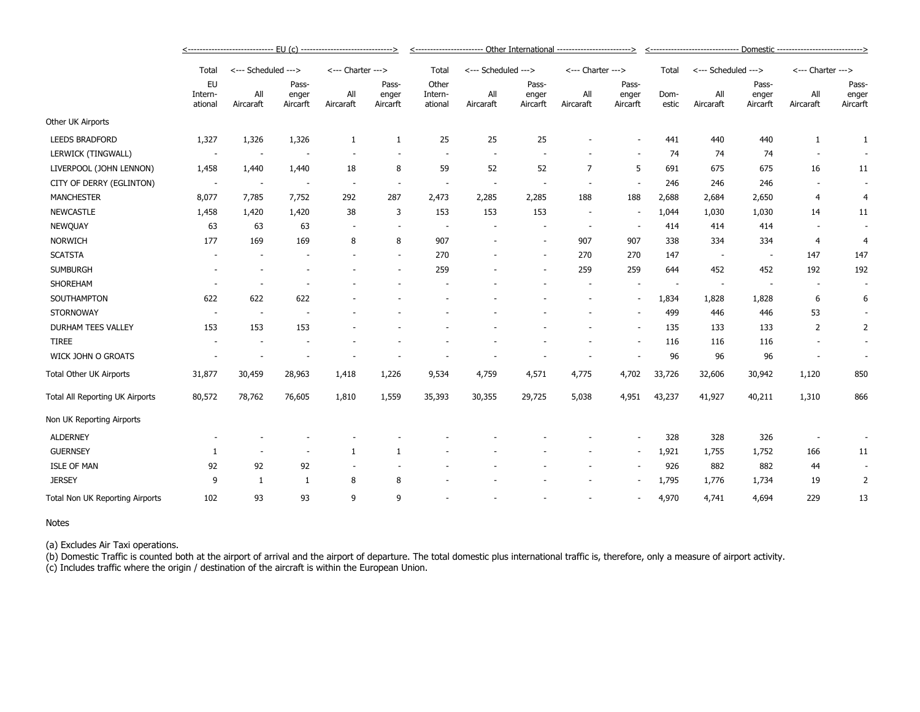| | EU (c) | | | | | Other International | | | | | Domestic | | | | |
|---|---|---|---|---|---|---|---|---|---|---|---|---|---|---|---|
| | Total | Scheduled | | Charter | | Total | Scheduled | | Charter | | Total | Scheduled | | Charter | |
| | EU International | All Aircaraft | Passenger Aircarft | All Aircaraft | Passenger Aircarft | Other International | All Aircaraft | Passenger Aircarft | All Aircaraft | Passenger Aircarft | Domestic | All Aircaraft | Passenger Aircarft | All Aircaraft | Passenger Aircarft |
| Other UK Airports | | | | | | | | | | | | | | | |
| LEEDS BRADFORD | 1,327 | 1,326 | 1,326 | 1 | 1 | 25 | 25 | 25 | - | - | 441 | 440 | 440 | 1 | 1 |
| LERWICK (TINGWALL) | - | - | - | - | - | - | - | - | - | - | 74 | 74 | 74 | - | - |
| LIVERPOOL (JOHN LENNON) | 1,458 | 1,440 | 1,440 | 18 | 8 | 59 | 52 | 52 | 7 | 5 | 691 | 675 | 675 | 16 | 11 |
| CITY OF DERRY (EGLINTON) | - | - | - | - | - | - | - | - | - | - | 246 | 246 | 246 | - | - |
| MANCHESTER | 8,077 | 7,785 | 7,752 | 292 | 287 | 2,473 | 2,285 | 2,285 | 188 | 188 | 2,688 | 2,684 | 2,650 | 4 | 4 |
| NEWCASTLE | 1,458 | 1,420 | 1,420 | 38 | 3 | 153 | 153 | 153 | - | - | 1,044 | 1,030 | 1,030 | 14 | 11 |
| NEWQUAY | 63 | 63 | 63 | - | - | - | - | - | - | - | 414 | 414 | 414 | - | - |
| NORWICH | 177 | 169 | 169 | 8 | 8 | 907 | - | - | 907 | 907 | 338 | 334 | 334 | 4 | 4 |
| SCATSTA | - | - | - | - | - | 270 | - | - | 270 | 270 | 147 | - | - | 147 | 147 |
| SUMBURGH | - | - | - | - | - | 259 | - | - | 259 | 259 | 644 | 452 | 452 | 192 | 192 |
| SHOREHAM | - | - | - | - | - | - | - | - | - | - | - | - | - | - | - |
| SOUTHAMPTON | 622 | 622 | 622 | - | - | - | - | - | - | - | 1,834 | 1,828 | 1,828 | 6 | 6 |
| STORNOWAY | - | - | - | - | - | - | - | - | - | - | 499 | 446 | 446 | 53 | - |
| DURHAM TEES VALLEY | 153 | 153 | 153 | - | - | - | - | - | - | - | 135 | 133 | 133 | 2 | 2 |
| TIREE | - | - | - | - | - | - | - | - | - | - | 116 | 116 | 116 | - | - |
| WICK JOHN O GROATS | - | - | - | - | - | - | - | - | - | - | 96 | 96 | 96 | - | - |
| Total Other UK Airports | 31,877 | 30,459 | 28,963 | 1,418 | 1,226 | 9,534 | 4,759 | 4,571 | 4,775 | 4,702 | 33,726 | 32,606 | 30,942 | 1,120 | 850 |
| Total All Reporting UK Airports | 80,572 | 78,762 | 76,605 | 1,810 | 1,559 | 35,393 | 30,355 | 29,725 | 5,038 | 4,951 | 43,237 | 41,927 | 40,211 | 1,310 | 866 |
| Non UK Reporting Airports | | | | | | | | | | | | | | | |
| ALDERNEY | - | - | - | - | - | - | - | - | - | - | 328 | 328 | 326 | - | - |
| GUERNSEY | 1 | - | - | 1 | 1 | - | - | - | - | - | 1,921 | 1,755 | 1,752 | 166 | 11 |
| ISLE OF MAN | 92 | 92 | 92 | - | - | - | - | - | - | - | 926 | 882 | 882 | 44 | - |
| JERSEY | 9 | 1 | 1 | 8 | 8 | - | - | - | - | - | 1,795 | 1,776 | 1,734 | 19 | 2 |
| Total Non UK Reporting Airports | 102 | 93 | 93 | 9 | 9 | - | - | - | - | - | 4,970 | 4,741 | 4,694 | 229 | 13 |

Notes

(a) Excludes Air Taxi operations.
(b) Domestic Traffic is counted both at the airport of arrival and the airport of departure. The total domestic plus international traffic is, therefore, only a measure of airport activity.
(c) Includes traffic where the origin / destination of the aircraft is within the European Union.